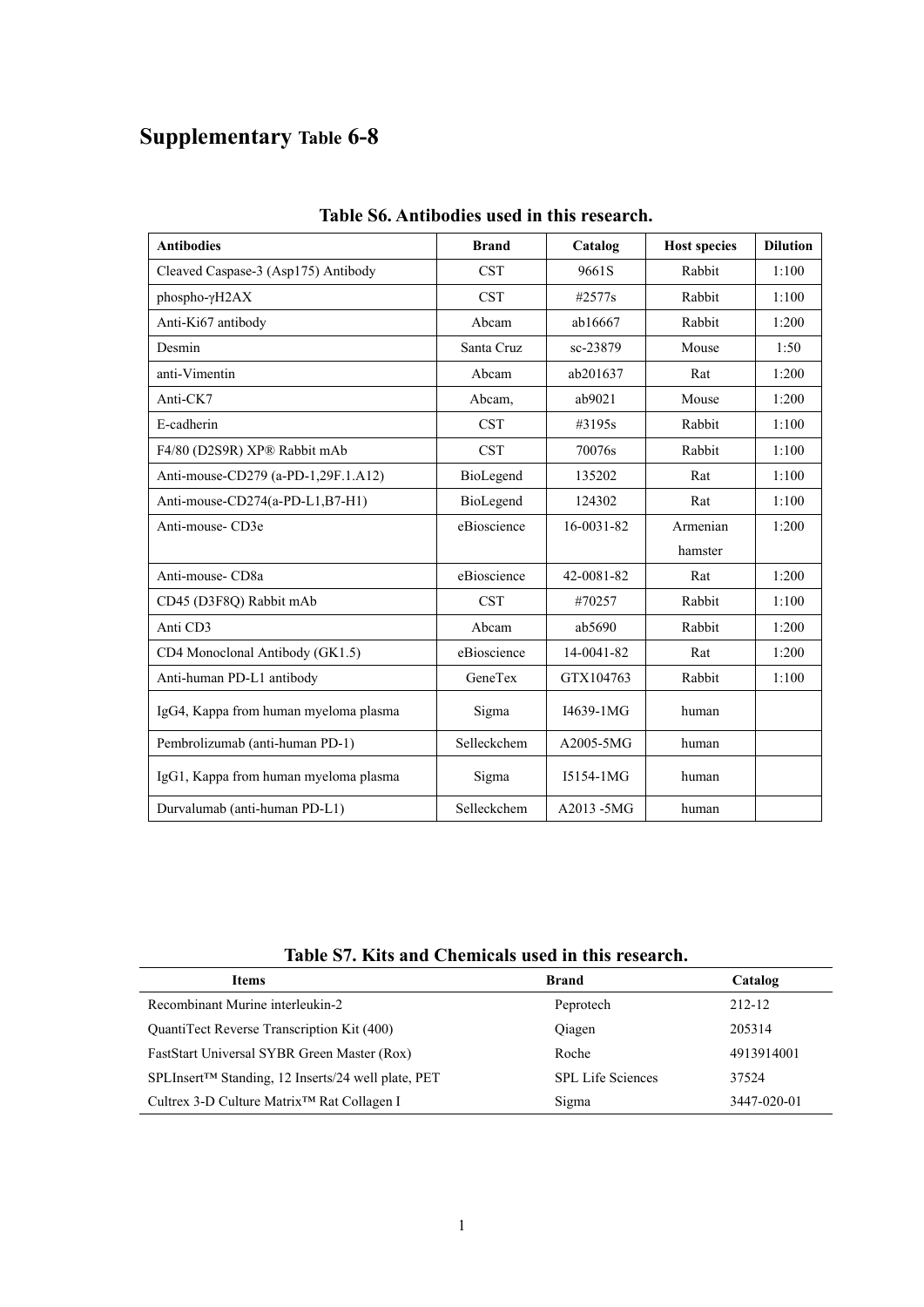# Supplementary Table 6-8

**Table S6. Antibodies used in this research.**

| Antibodies | Brand | Catalog | Host species | Dilution |
|---|---|---|---|---|
| Cleaved Caspase-3 (Asp175) Antibody | CST | 9661S | Rabbit | 1:100 |
| phospho-γH2AX | CST | #2577s | Rabbit | 1:100 |
| Anti-Ki67 antibody | Abcam | ab16667 | Rabbit | 1:200 |
| Desmin | Santa Cruz | sc-23879 | Mouse | 1:50 |
| anti-Vimentin | Abcam | ab201637 | Rat | 1:200 |
| Anti-CK7 | Abcam, | ab9021 | Mouse | 1:200 |
| E-cadherin | CST | #3195s | Rabbit | 1:100 |
| F4/80 (D2S9R) XP® Rabbit mAb | CST | 70076s | Rabbit | 1:100 |
| Anti-mouse-CD279 (a-PD-1,29F.1.A12) | BioLegend | 135202 | Rat | 1:100 |
| Anti-mouse-CD274(a-PD-L1,B7-H1) | BioLegend | 124302 | Rat | 1:100 |
| Anti-mouse- CD3e | eBioscience | 16-0031-82 | Armenian hamster | 1:200 |
| Anti-mouse- CD8a | eBioscience | 42-0081-82 | Rat | 1:200 |
| CD45 (D3F8Q) Rabbit mAb | CST | #70257 | Rabbit | 1:100 |
| Anti CD3 | Abcam | ab5690 | Rabbit | 1:200 |
| CD4 Monoclonal Antibody (GK1.5) | eBioscience | 14-0041-82 | Rat | 1:200 |
| Anti-human PD-L1 antibody | GeneTex | GTX104763 | Rabbit | 1:100 |
| IgG4, Kappa from human myeloma plasma | Sigma | I4639-1MG | human | |
| Pembrolizumab (anti-human PD-1) | Selleckchem | A2005-5MG | human | |
| IgG1, Kappa from human myeloma plasma | Sigma | I5154-1MG | human | |
| Durvalumab (anti-human PD-L1) | Selleckchem | A2013 -5MG | human | |

**Table S7. Kits and Chemicals used in this research.**

| Items | Brand | Catalog |
|---|---|---|
| Recombinant Murine interleukin-2 | Peprotech | 212-12 |
| QuantiTect Reverse Transcription Kit (400) | Qiagen | 205314 |
| FastStart Universal SYBR Green Master (Rox) | Roche | 4913914001 |
| SPLInsert™ Standing, 12 Inserts/24 well plate, PET | SPL Life Sciences | 37524 |
| Cultrex 3-D Culture Matrix™ Rat Collagen I | Sigma | 3447-020-01 |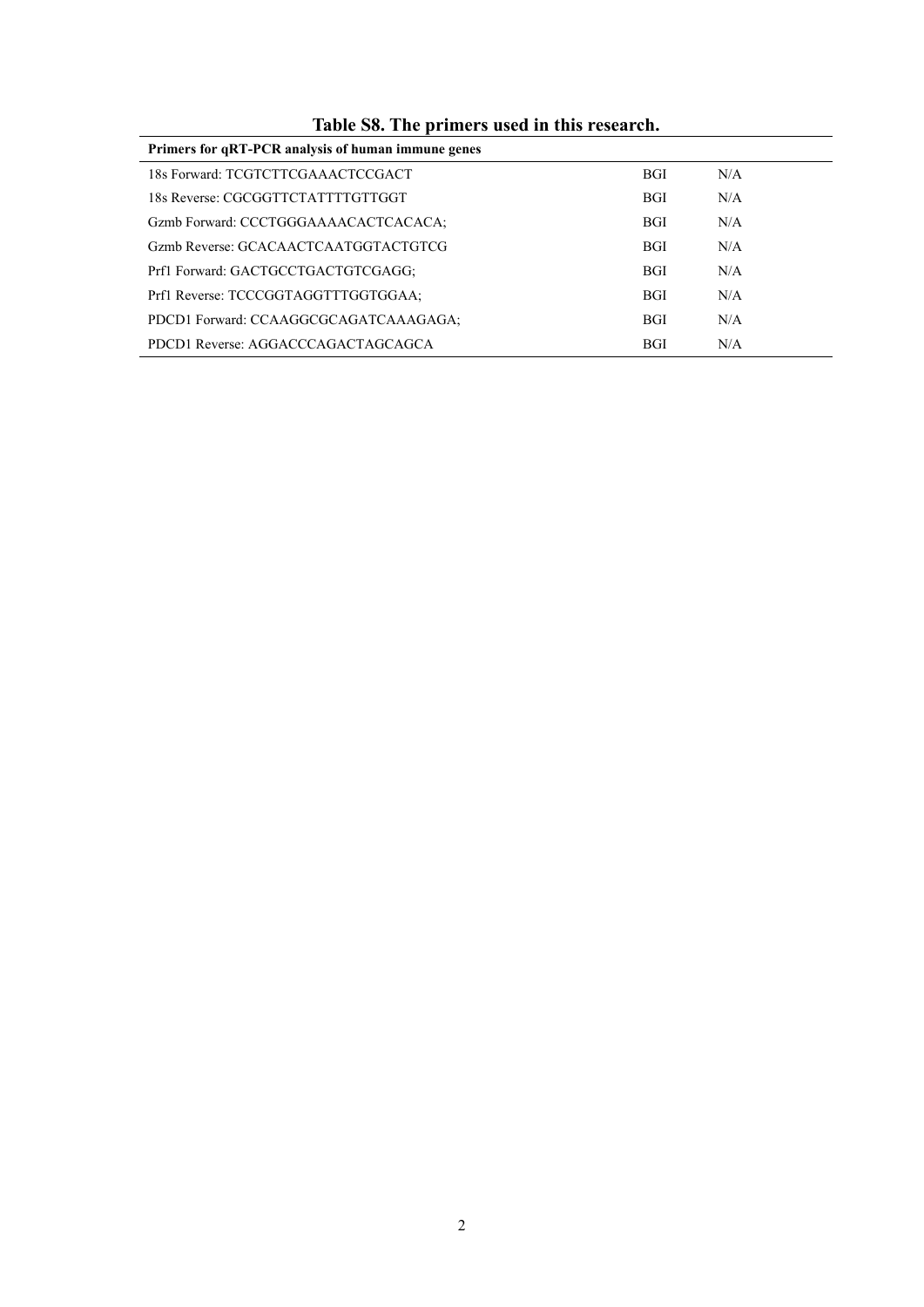**Table S8. The primers used in this research.**

| Primers for qRT-PCR analysis of human immune genes | | |
|---|---|---|
| 18s Forward: TCGTCTTCGAAACTCCGACT | BGI | N/A |
| 18s Reverse: CGCGGTTCTATTTTGTTGGT | BGI | N/A |
| Gzmb Forward: CCCTGGGAAAACACTCACACA; | BGI | N/A |
| Gzmb Reverse: GCACAACTCAATGGTACTGTCG | BGI | N/A |
| Prf1 Forward: GACTGCCTGACTGTCGAGG; | BGI | N/A |
| Prf1 Reverse: TCCCGGTAGGTTTGGTGGAA; | BGI | N/A |
| PDCD1 Forward: CCAAGGCGCAGATCAAAGAGA; | BGI | N/A |
| PDCD1 Reverse: AGGACCCAGACTAGCAGCA | BGI | N/A |